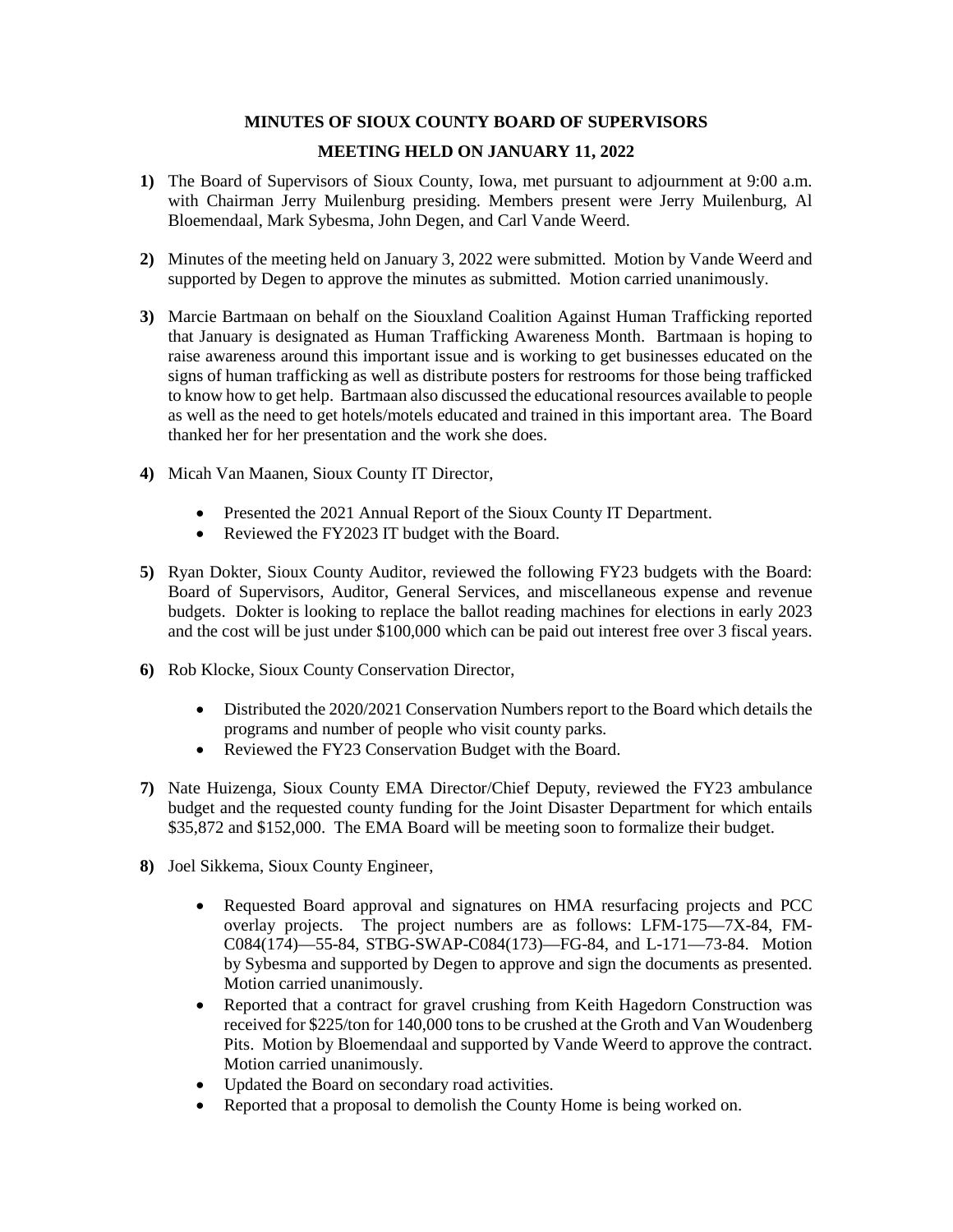**MINUTES OF SIOUX COUNTY BOARD OF SUPERVISORS**

**MEETING HELD ON JANUARY 11, 2022**

**1)** The Board of Supervisors of Sioux County, Iowa, met pursuant to adjournment at 9:00 a.m. with Chairman Jerry Muilenburg presiding. Members present were Jerry Muilenburg, Al Bloemendaal, Mark Sybesma, John Degen, and Carl Vande Weerd.

**2)** Minutes of the meeting held on January 3, 2022 were submitted. Motion by Vande Weerd and supported by Degen to approve the minutes as submitted. Motion carried unanimously.

**3)** Marcie Bartmaan on behalf on the Siouxland Coalition Against Human Trafficking reported that January is designated as Human Trafficking Awareness Month. Bartmaan is hoping to raise awareness around this important issue and is working to get businesses educated on the signs of human trafficking as well as distribute posters for restrooms for those being trafficked to know how to get help. Bartmaan also discussed the educational resources available to people as well as the need to get hotels/motels educated and trained in this important area. The Board thanked her for her presentation and the work she does.

**4)** Micah Van Maanen, Sioux County IT Director,

- Presented the 2021 Annual Report of the Sioux County IT Department.
- Reviewed the FY2023 IT budget with the Board.

**5)** Ryan Dokter, Sioux County Auditor, reviewed the following FY23 budgets with the Board: Board of Supervisors, Auditor, General Services, and miscellaneous expense and revenue budgets. Dokter is looking to replace the ballot reading machines for elections in early 2023 and the cost will be just under $100,000 which can be paid out interest free over 3 fiscal years.

**6)** Rob Klocke, Sioux County Conservation Director,

- Distributed the 2020/2021 Conservation Numbers report to the Board which details the programs and number of people who visit county parks.
- Reviewed the FY23 Conservation Budget with the Board.

**7)** Nate Huizenga, Sioux County EMA Director/Chief Deputy, reviewed the FY23 ambulance budget and the requested county funding for the Joint Disaster Department for which entails $35,872 and $152,000. The EMA Board will be meeting soon to formalize their budget.

**8)** Joel Sikkema, Sioux County Engineer,

- Requested Board approval and signatures on HMA resurfacing projects and PCC overlay projects. The project numbers are as follows: LFM-175—7X-84, FM-C084(174)—55-84, STBG-SWAP-C084(173)—FG-84, and L-171—73-84. Motion by Sybesma and supported by Degen to approve and sign the documents as presented. Motion carried unanimously.
- Reported that a contract for gravel crushing from Keith Hagedorn Construction was received for $225/ton for 140,000 tons to be crushed at the Groth and Van Woudenberg Pits. Motion by Bloemendaal and supported by Vande Weerd to approve the contract. Motion carried unanimously.
- Updated the Board on secondary road activities.
- Reported that a proposal to demolish the County Home is being worked on.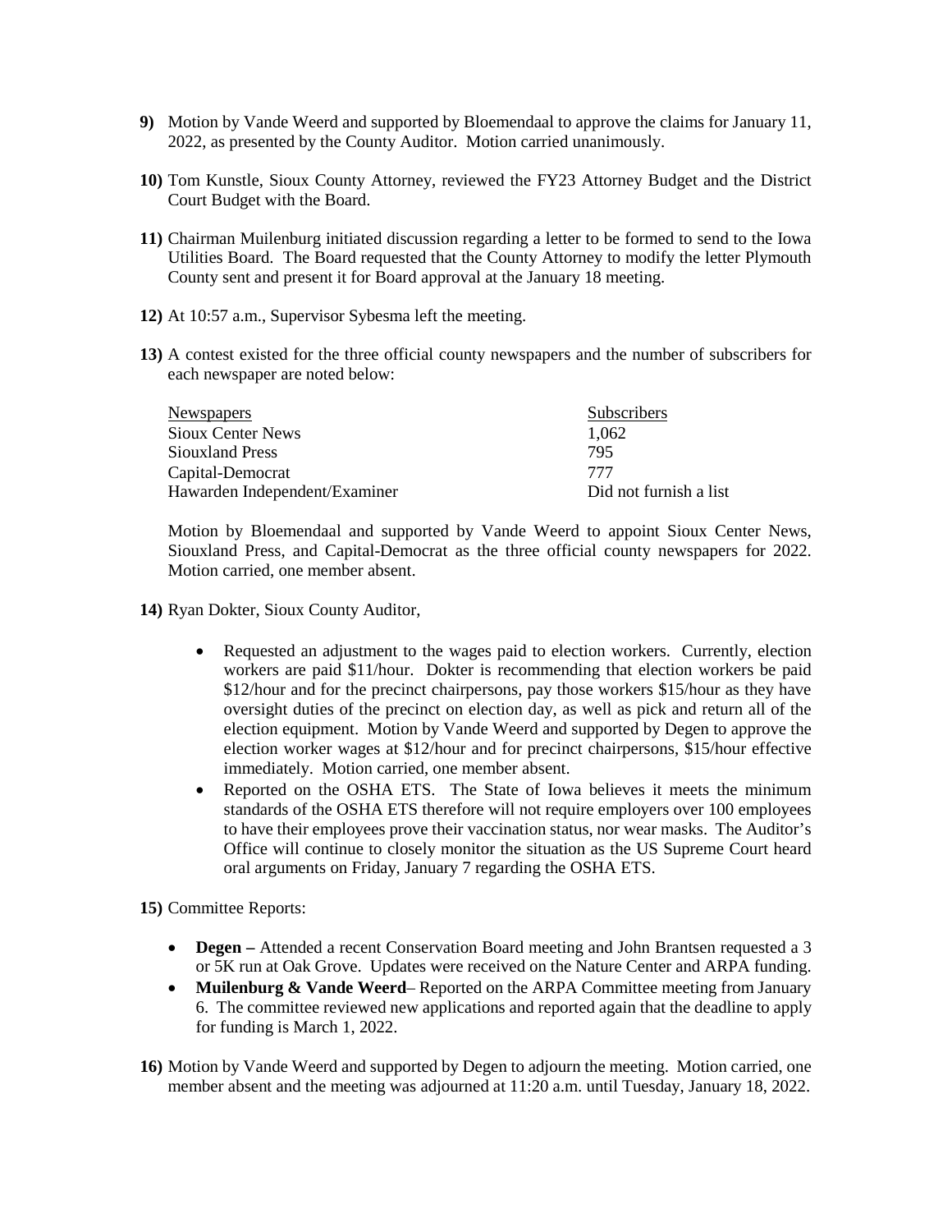**9)** Motion by Vande Weerd and supported by Bloemendaal to approve the claims for January 11, 2022, as presented by the County Auditor. Motion carried unanimously.

**10)** Tom Kunstle, Sioux County Attorney, reviewed the FY23 Attorney Budget and the District Court Budget with the Board.

**11)** Chairman Muilenburg initiated discussion regarding a letter to be formed to send to the Iowa Utilities Board. The Board requested that the County Attorney to modify the letter Plymouth County sent and present it for Board approval at the January 18 meeting.

**12)** At 10:57 a.m., Supervisor Sybesma left the meeting.

**13)** A contest existed for the three official county newspapers and the number of subscribers for each newspaper are noted below:

| Newspapers | Subscribers |
|---|---|
| Sioux Center News | 1,062 |
| Siouxland Press | 795 |
| Capital-Democrat | 777 |
| Hawarden Independent/Examiner | Did not furnish a list |

Motion by Bloemendaal and supported by Vande Weerd to appoint Sioux Center News, Siouxland Press, and Capital-Democrat as the three official county newspapers for 2022. Motion carried, one member absent.

**14)** Ryan Dokter, Sioux County Auditor,

- Requested an adjustment to the wages paid to election workers. Currently, election workers are paid $11/hour. Dokter is recommending that election workers be paid $12/hour and for the precinct chairpersons, pay those workers $15/hour as they have oversight duties of the precinct on election day, as well as pick and return all of the election equipment. Motion by Vande Weerd and supported by Degen to approve the election worker wages at $12/hour and for precinct chairpersons, $15/hour effective immediately. Motion carried, one member absent.
- Reported on the OSHA ETS. The State of Iowa believes it meets the minimum standards of the OSHA ETS therefore will not require employers over 100 employees to have their employees prove their vaccination status, nor wear masks. The Auditor's Office will continue to closely monitor the situation as the US Supreme Court heard oral arguments on Friday, January 7 regarding the OSHA ETS.

**15)** Committee Reports:

- **Degen –** Attended a recent Conservation Board meeting and John Brantsen requested a 3 or 5K run at Oak Grove. Updates were received on the Nature Center and ARPA funding.
- **Muilenburg & Vande Weerd**– Reported on the ARPA Committee meeting from January 6. The committee reviewed new applications and reported again that the deadline to apply for funding is March 1, 2022.

**16)** Motion by Vande Weerd and supported by Degen to adjourn the meeting. Motion carried, one member absent and the meeting was adjourned at 11:20 a.m. until Tuesday, January 18, 2022.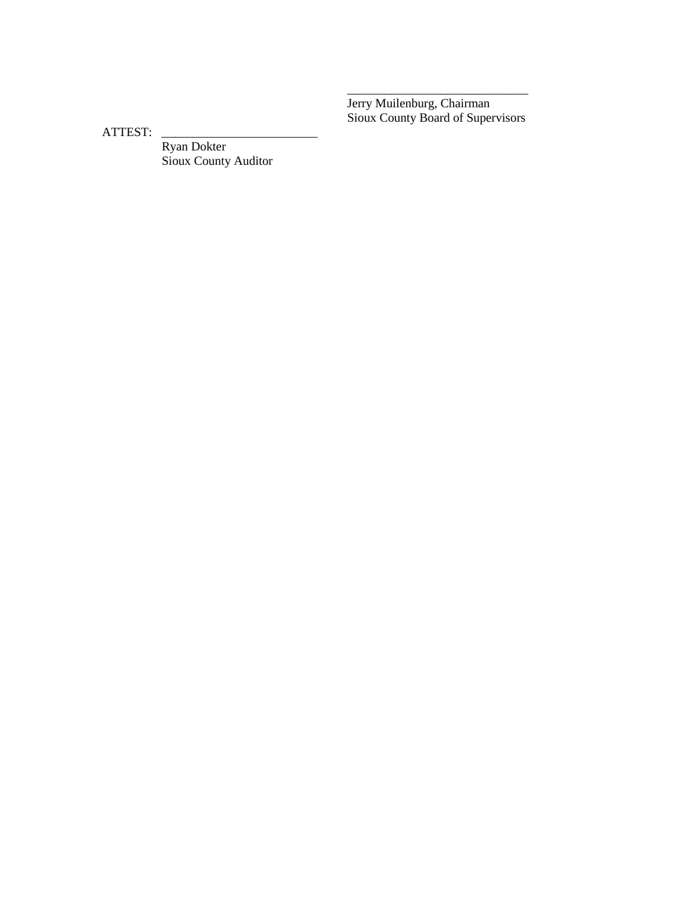_____________________________
Jerry Muilenburg, Chairman
Sioux County Board of Supervisors

ATTEST: _________________________
Ryan Dokter
Sioux County Auditor